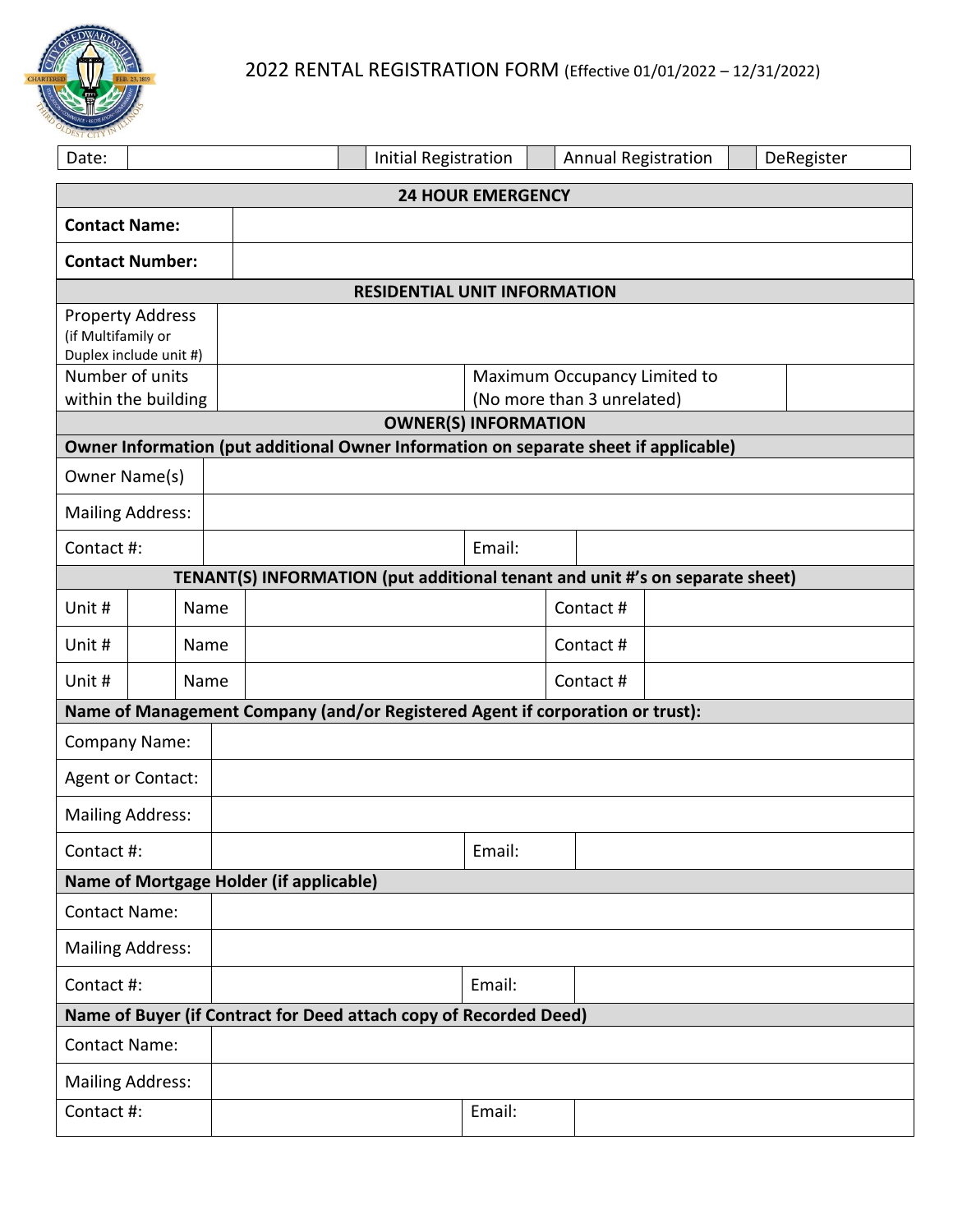# 2022 RENTAL REGISTRATION FORM (Effective 01/01/2022 – 12/31/2022)

| Date: | | | Initial Registration | | Annual Registration | | DeRegister |
|---|---|---|---|---|---|---|---|

| **24 HOUR EMERGENCY** | |
|---|---|
| **Contact Name:** | |
| **Contact Number:** | |

| **RESIDENTIAL UNIT INFORMATION** | | | |
|---|---|---|---|
| Property Address (if Multifamily or Duplex include unit #) | | | |
| Number of units within the building | | Maximum Occupancy Limited to (No more than 3 unrelated) | |

| **OWNER(S) INFORMATION** | | | |
|---|---|---|---|
| **Owner Information (put additional Owner Information on separate sheet if applicable)** | | | |
| Owner Name(s) | | | |
| Mailing Address: | | | |
| Contact #: | | Email: | |

| **TENANT(S) INFORMATION (put additional tenant and unit #'s on separate sheet)** | | | | | |
|---|---|---|---|---|---|
| Unit # | | Name | | Contact # | |
| Unit # | | Name | | Contact # | |
| Unit # | | Name | | Contact # | |

| **Name of Management Company (and/or Registered Agent if corporation or trust):** | | | |
|---|---|---|---|
| Company Name: | | | |
| Agent or Contact: | | | |
| Mailing Address: | | | |
| Contact #: | | Email: | |

| **Name of Mortgage Holder (if applicable)** | | | |
|---|---|---|---|
| Contact Name: | | | |
| Mailing Address: | | | |
| Contact #: | | Email: | |

| **Name of Buyer (if Contract for Deed attach copy of Recorded Deed)** | | | |
|---|---|---|---|
| Contact Name: | | | |
| Mailing Address: | | | |
| Contact #: | | Email: | |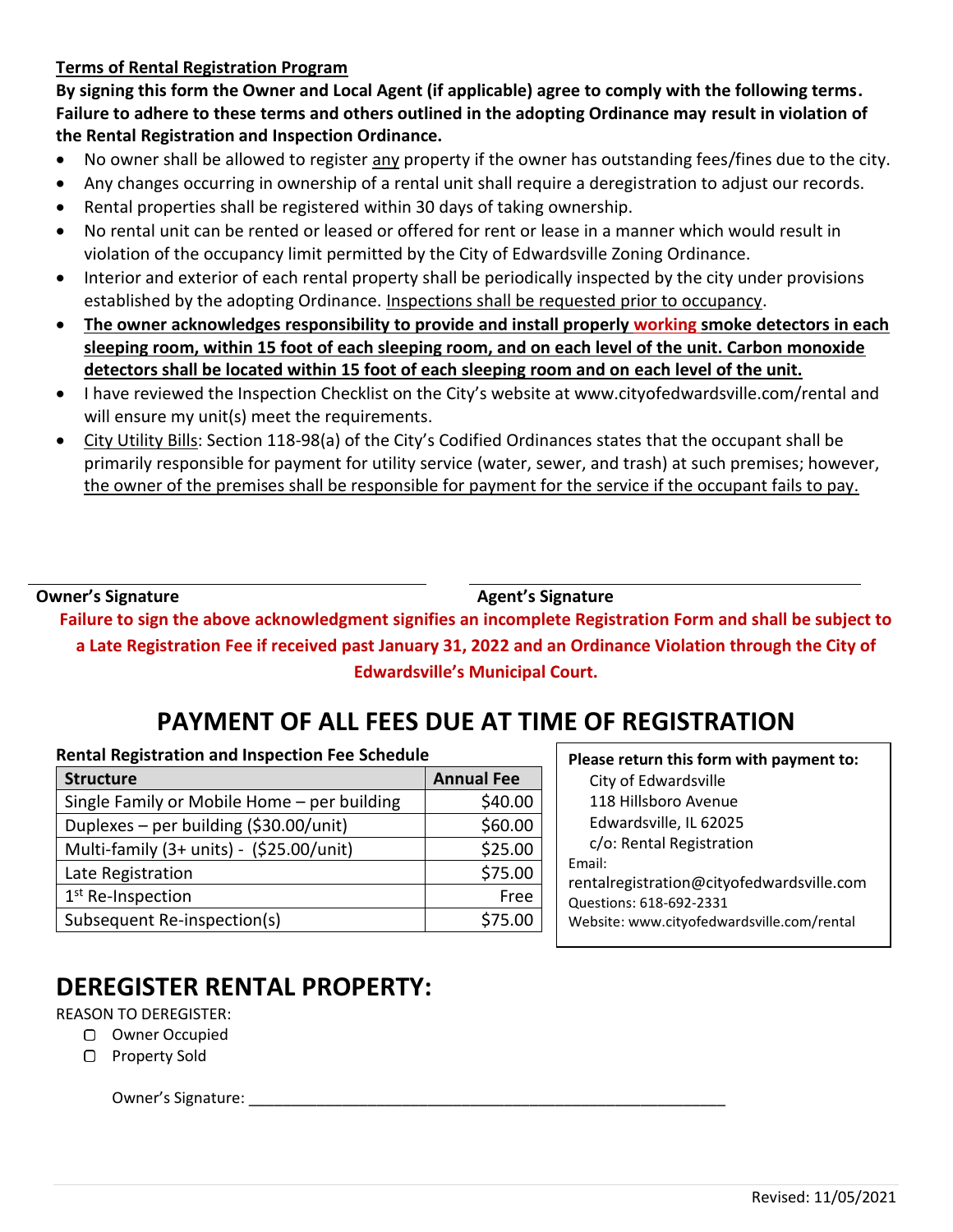**Terms of Rental Registration Program**

**By signing this form the Owner and Local Agent (if applicable) agree to comply with the following terms. Failure to adhere to these terms and others outlined in the adopting Ordinance may result in violation of the Rental Registration and Inspection Ordinance.**

- No owner shall be allowed to register any property if the owner has outstanding fees/fines due to the city.
- Any changes occurring in ownership of a rental unit shall require a deregistration to adjust our records.
- Rental properties shall be registered within 30 days of taking ownership.
- No rental unit can be rented or leased or offered for rent or lease in a manner which would result in violation of the occupancy limit permitted by the City of Edwardsville Zoning Ordinance.
- Interior and exterior of each rental property shall be periodically inspected by the city under provisions established by the adopting Ordinance. Inspections shall be requested prior to occupancy.
- **The owner acknowledges responsibility to provide and install properly working smoke detectors in each sleeping room, within 15 foot of each sleeping room, and on each level of the unit. Carbon monoxide detectors shall be located within 15 foot of each sleeping room and on each level of the unit.**
- I have reviewed the Inspection Checklist on the City's website at www.cityofedwardsville.com/rental and will ensure my unit(s) meet the requirements.
- City Utility Bills: Section 118-98(a) of the City's Codified Ordinances states that the occupant shall be primarily responsible for payment for utility service (water, sewer, and trash) at such premises; however, the owner of the premises shall be responsible for payment for the service if the occupant fails to pay.

**Owner's Signature** ______________________ **Agent's Signature** ______________________

**Failure to sign the above acknowledgment signifies an incomplete Registration Form and shall be subject to a Late Registration Fee if received past January 31, 2022 and an Ordinance Violation through the City of Edwardsville's Municipal Court.**

## PAYMENT OF ALL FEES DUE AT TIME OF REGISTRATION

**Rental Registration and Inspection Fee Schedule**

| Structure | Annual Fee |
|---|---|
| Single Family or Mobile Home – per building | $40.00 |
| Duplexes – per building ($30.00/unit) | $60.00 |
| Multi-family (3+ units) - ($25.00/unit) | $25.00 |
| Late Registration | $75.00 |
| 1st Re-Inspection | Free |
| Subsequent Re-inspection(s) | $75.00 |

**Please return this form with payment to:**
City of Edwardsville
118 Hillsboro Avenue
Edwardsville, IL 62025
c/o: Rental Registration
Email:
rentalregistration@cityofedwardsville.com
Questions: 618-692-2331
Website: www.cityofedwardsville.com/rental

## DEREGISTER RENTAL PROPERTY:

REASON TO DEREGISTER:

- ☐ Owner Occupied
- ☐ Property Sold

Owner's Signature: ______________________

Revised: 11/05/2021